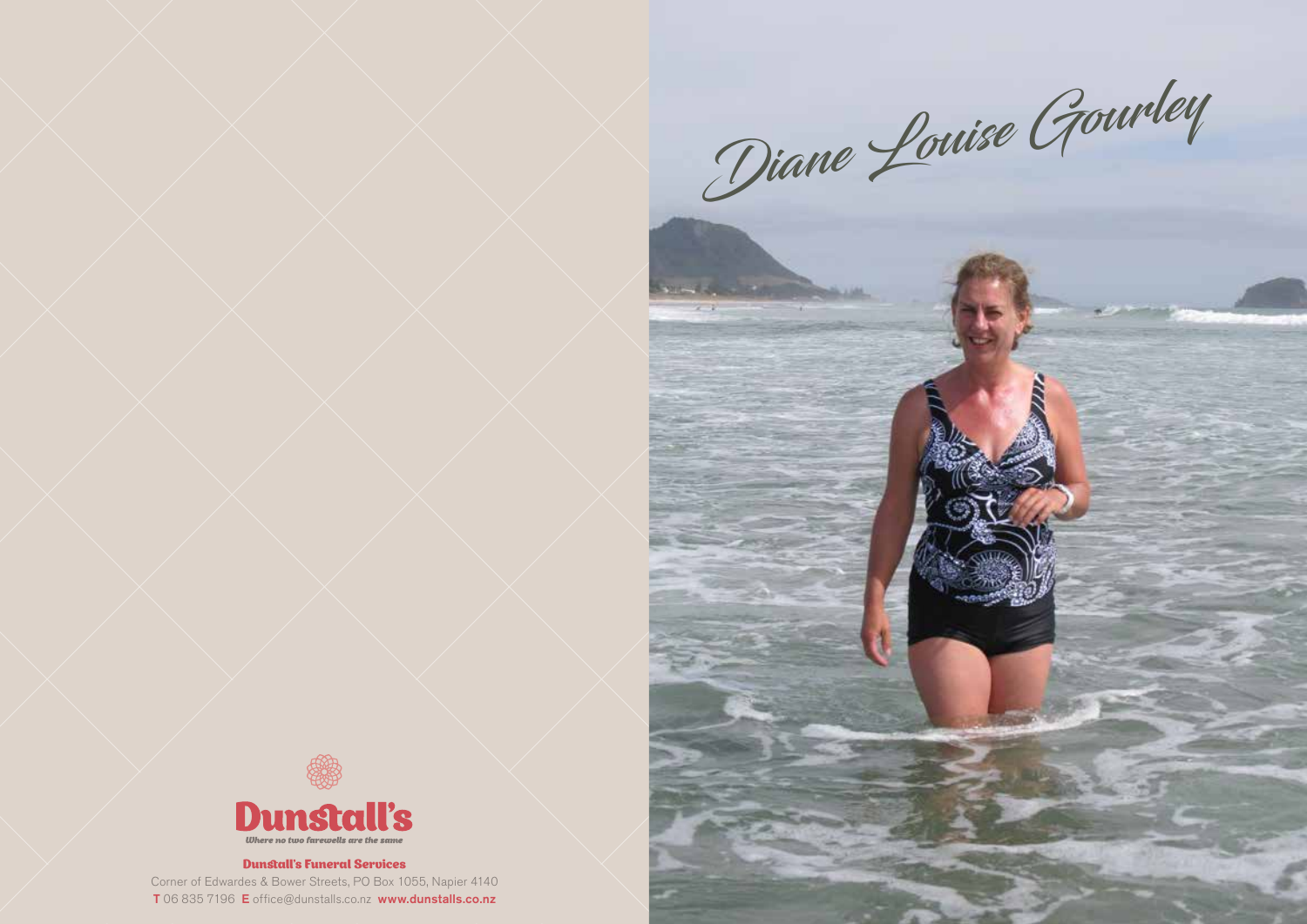# Diane Louise Gourley

**Dunstall's**

*Where no two farewells are the same*

**Dunstall's Funeral Services**

Corner of Edwardes & Bower Streets, PO Box 1055, Napier 4140

**T** 06 835 7196 **E** office@dunstalls.co.nz **www.dunstalls.co.nz**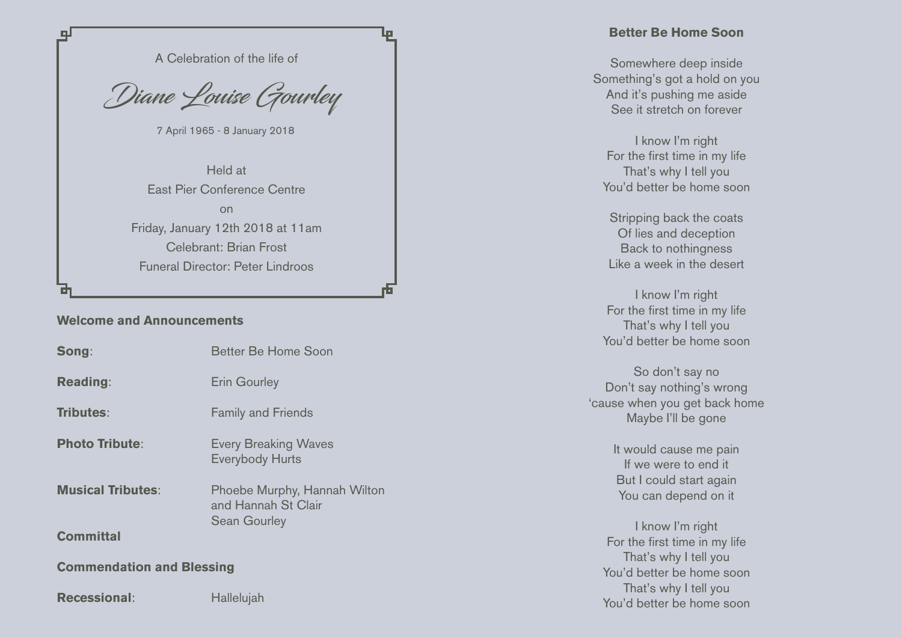A Celebration of the life of

# Diane Louise Gourley

7 April 1965 - 8 January 2018

Held at
East Pier Conference Centre
on
Friday, January 12th 2018 at 11am
Celebrant: Brian Frost
Funeral Director: Peter Lindroos

**Welcome and Announcements**

| | |
|---|---|
| **Song**: | Better Be Home Soon |
| **Reading**: | Erin Gourley |
| **Tributes**: | Family and Friends |
| **Photo Tribute**: | Every Breaking Waves<br>Everybody Hurts |
| **Musical Tributes**: | Phoebe Murphy, Hannah Wilton and Hannah St Clair<br>Sean Gourley |

**Committal**

**Commendation and Blessing**

| | |
|---|---|
| **Recessional**: | Hallelujah |

## Better Be Home Soon

Somewhere deep inside
Something's got a hold on you
And it's pushing me aside
See it stretch on forever

I know I'm right
For the first time in my life
That's why I tell you
You'd better be home soon

Stripping back the coats
Of lies and deception
Back to nothingness
Like a week in the desert

I know I'm right
For the first time in my life
That's why I tell you
You'd better be home soon

So don't say no
Don't say nothing's wrong
'cause when you get back home
Maybe I'll be gone

It would cause me pain
If we were to end it
But I could start again
You can depend on it

I know I'm right
For the first time in my life
That's why I tell you
You'd better be home soon
That's why I tell you
You'd better be home soon